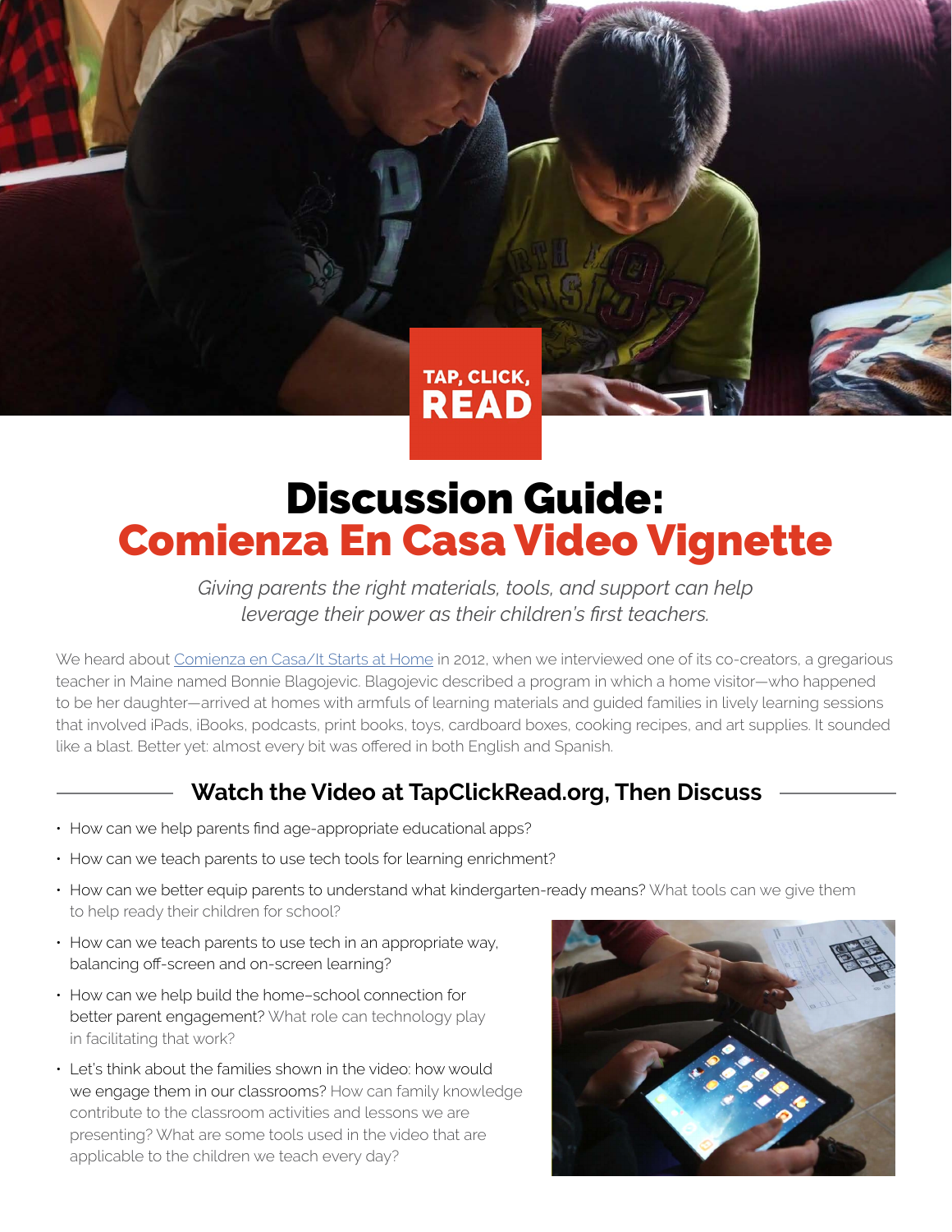TAP, CLICK, READ

# Discussion Guide: Comienza En Casa Video Vignette

*Giving parents the right materials, tools, and support can help leverage their power as their children's first teachers.*

We heard about [Comienza en Casa/It Starts at Home] in 2012, when we interviewed one of its co-creators, a gregarious teacher in Maine named Bonnie Blagojevic. Blagojevic described a program in which a home visitor—who happened to be her daughter—arrived at homes with armfuls of learning materials and guided families in lively learning sessions that involved iPads, iBooks, podcasts, print books, toys, cardboard boxes, cooking recipes, and art supplies. It sounded like a blast. Better yet: almost every bit was offered in both English and Spanish.

## Watch the Video at TapClickRead.org, Then Discuss

- How can we help parents find age-appropriate educational apps?
- How can we teach parents to use tech tools for learning enrichment?
- How can we better equip parents to understand what kindergarten-ready means? What tools can we give them to help ready their children for school?
- How can we teach parents to use tech in an appropriate way, balancing off-screen and on-screen learning?
- How can we help build the home–school connection for better parent engagement? What role can technology play in facilitating that work?
- Let's think about the families shown in the video: how would we engage them in our classrooms? How can family knowledge contribute to the classroom activities and lessons we are presenting? What are some tools used in the video that are applicable to the children we teach every day?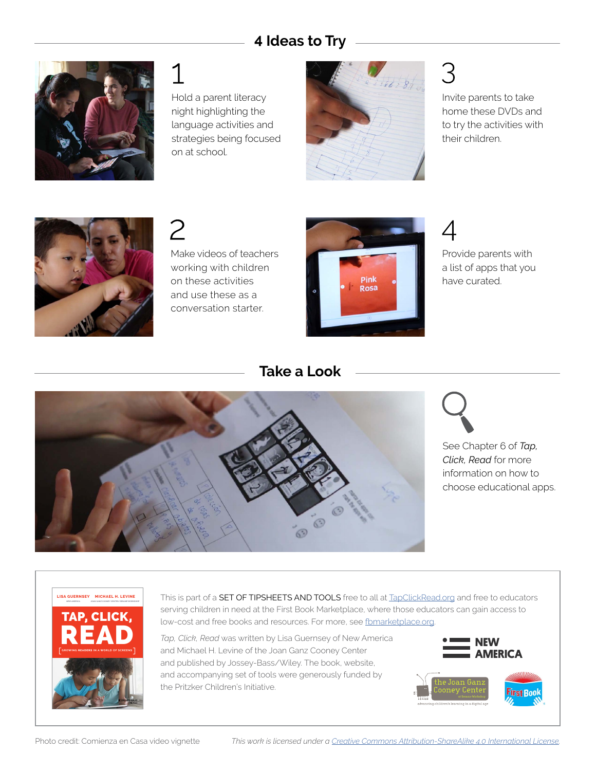## 4 Ideas to Try

**1**

Hold a parent literacy night highlighting the language activities and strategies being focused on at school.

**2**

Make videos of teachers working with children on these activities and use these as a conversation starter.

**3**

Invite parents to take home these DVDs and to try the activities with their children.

**4**

Provide parents with a list of apps that you have curated.

## Take a Look

See Chapter 6 of *Tap, Click, Read* for more information on how to choose educational apps.

This is part of a SET OF TIPSHEETS AND TOOLS free to all at [TapClickRead.org](TapClickRead.org) and free to educators serving children in need at the First Book Marketplace, where those educators can gain access to low-cost and free books and resources. For more, see [fbmarketplace.org](fbmarketplace.org).

*Tap, Click, Read* was written by Lisa Guernsey of New America and Michael H. Levine of the Joan Ganz Cooney Center and published by Jossey-Bass/Wiley. The book, website, and accompanying set of tools were generously funded by the Pritzker Children's Initiative.

Photo credit: Comienza en Casa video vignette

*This work is licensed under a [Creative Commons Attribution-ShareAlike 4.0 International License](https://creativecommons.org/licenses/by-sa/4.0/).*